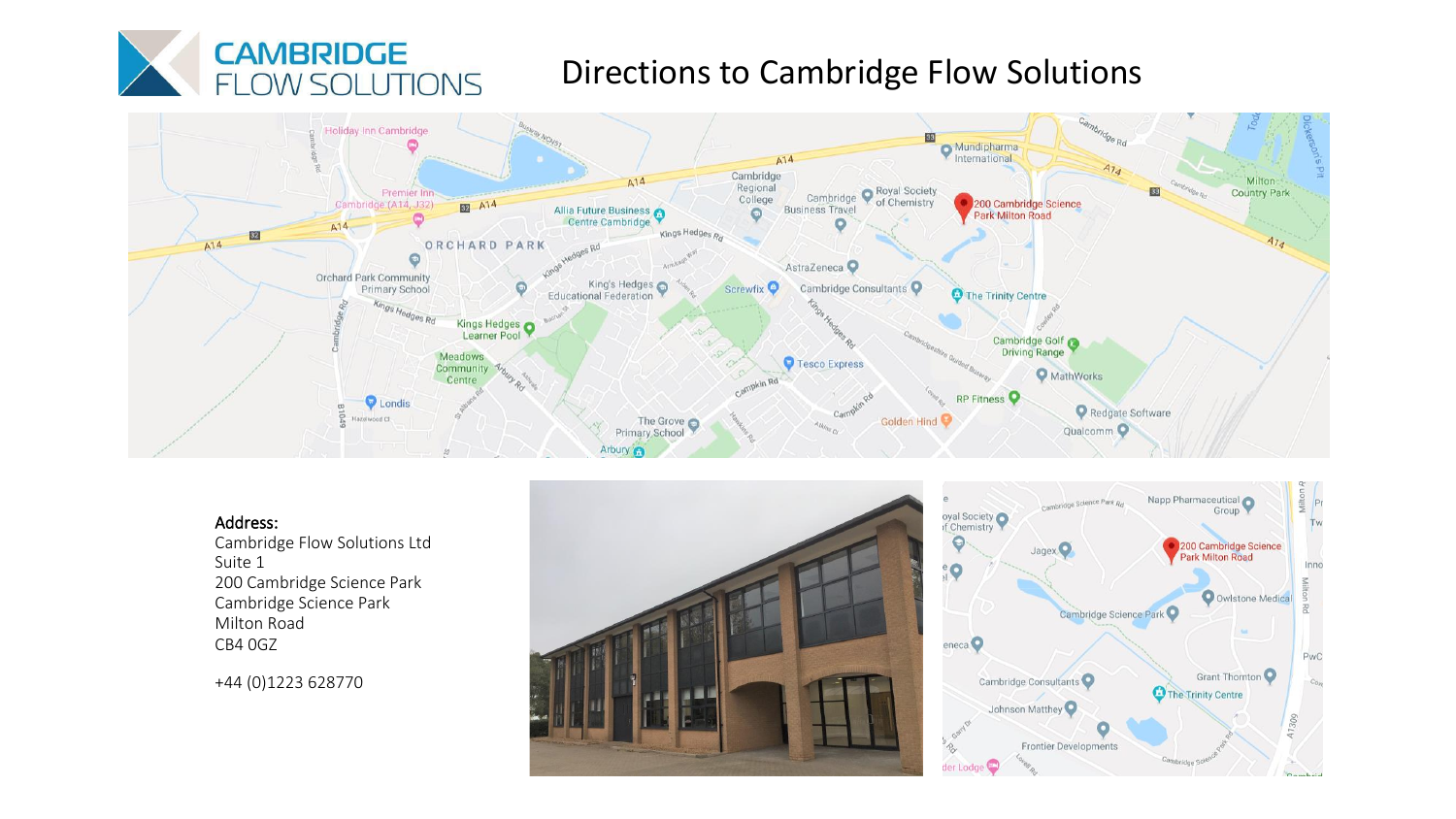# Directions to Cambridge Flow Solutions

**Address:**
Cambridge Flow Solutions Ltd
Suite 1
200 Cambridge Science Park
Cambridge Science Park
Milton Road
CB4 0GZ

+44 (0)1223 628770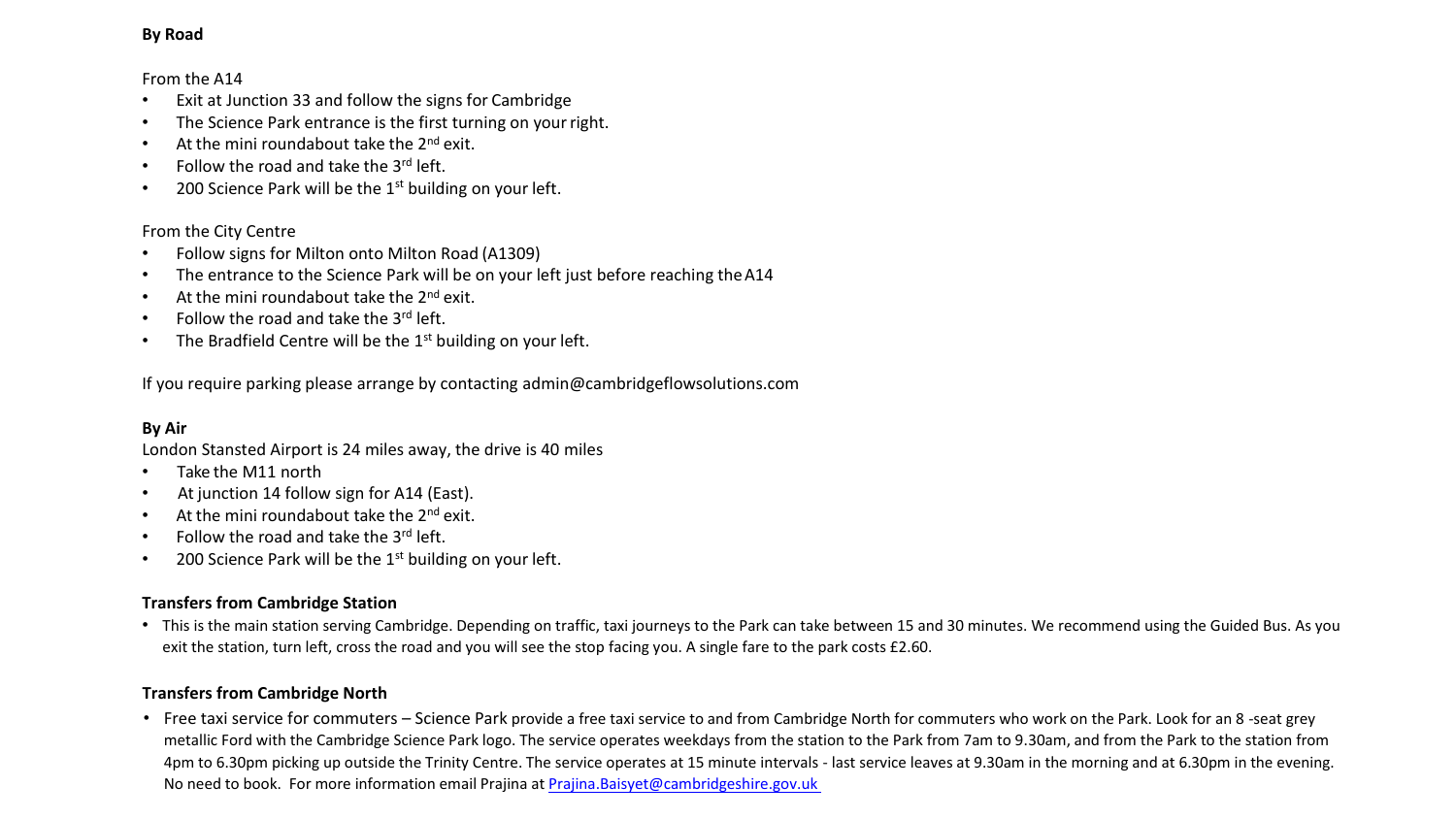**By Road**

From the A14

- Exit at Junction 33 and follow the signs for Cambridge
- The Science Park entrance is the first turning on your right.
- At the mini roundabout take the 2nd exit.
- Follow the road and take the 3rd left.
- 200 Science Park will be the 1st building on your left.

From the City Centre

- Follow signs for Milton onto Milton Road (A1309)
- The entrance to the Science Park will be on your left just before reaching the A14
- At the mini roundabout take the 2nd exit.
- Follow the road and take the 3rd left.
- The Bradfield Centre will be the 1st building on your left.

If you require parking please arrange by contacting admin@cambridgeflowsolutions.com

**By Air**

London Stansted Airport is 24 miles away, the drive is 40 miles

- Take the M11 north
- At junction 14 follow sign for A14 (East).
- At the mini roundabout take the 2nd exit.
- Follow the road and take the 3rd left.
- 200 Science Park will be the 1st building on your left.

**Transfers from Cambridge Station**

- This is the main station serving Cambridge. Depending on traffic, taxi journeys to the Park can take between 15 and 30 minutes. We recommend using the Guided Bus. As you exit the station, turn left, cross the road and you will see the stop facing you. A single fare to the park costs £2.60.

**Transfers from Cambridge North**

- Free taxi service for commuters – Science Park provide a free taxi service to and from Cambridge North for commuters who work on the Park. Look for an 8 -seat grey metallic Ford with the Cambridge Science Park logo. The service operates weekdays from the station to the Park from 7am to 9.30am, and from the Park to the station from 4pm to 6.30pm picking up outside the Trinity Centre. The service operates at 15 minute intervals - last service leaves at 9.30am in the morning and at 6.30pm in the evening. No need to book. For more information email Prajina at Prajina.Baisyet@cambridgeshire.gov.uk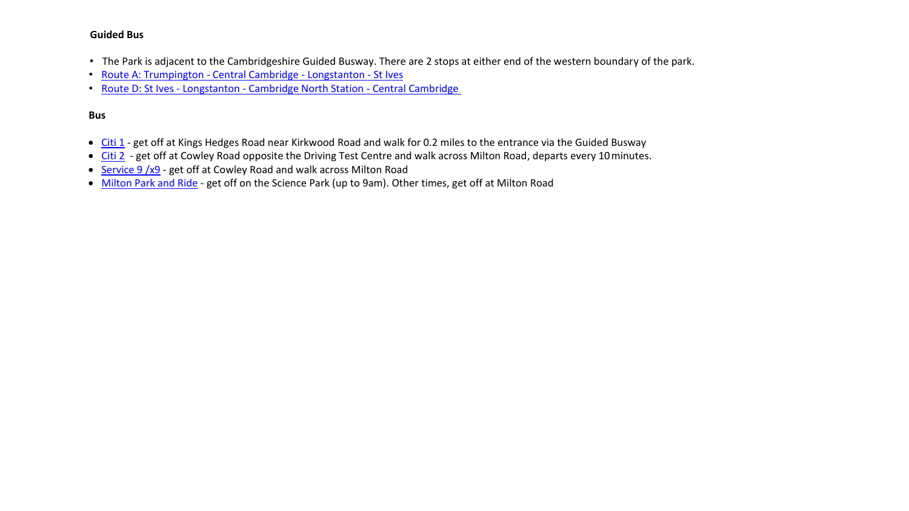**Guided Bus**

- The Park is adjacent to the Cambridgeshire Guided Busway. There are 2 stops at either end of the western boundary of the park.
- Route A: Trumpington - Central Cambridge - Longstanton - St Ives
- Route D: St Ives - Longstanton - Cambridge North Station - Central Cambridge

**Bus**

- Citi 1 - get off at Kings Hedges Road near Kirkwood Road and walk for 0.2 miles to the entrance via the Guided Busway
- Citi 2 - get off at Cowley Road opposite the Driving Test Centre and walk across Milton Road, departs every 10 minutes.
- Service 9 /x9 - get off at Cowley Road and walk across Milton Road
- Milton Park and Ride - get off on the Science Park (up to 9am). Other times, get off at Milton Road